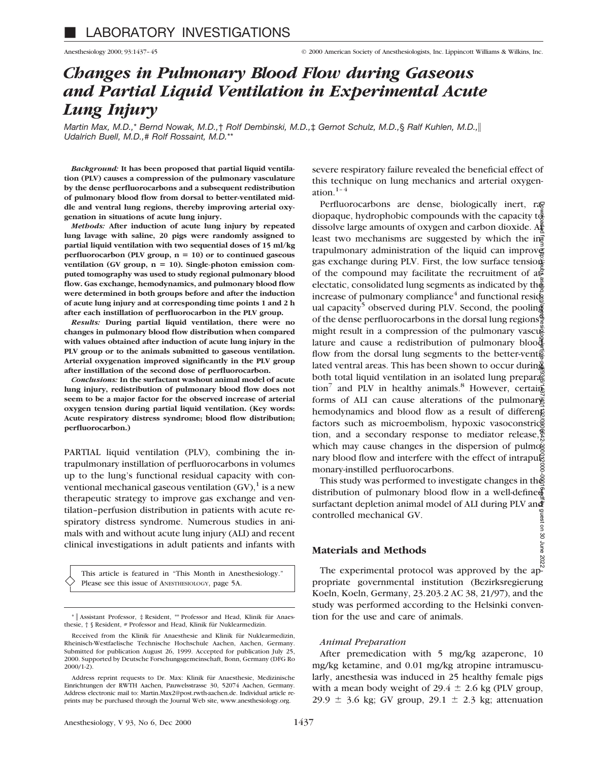## LABORATORY INVESTIGATIONS

# *Changes in Pulmonary Blood Flow during Gaseous and Partial Liquid Ventilation in Experimental Acute Lung Injury*

*Martin Max, M.D.,\* Bernd Nowak, M.D.,† Rolf Dembinski, M.D.,‡ Gernot Schulz, M.D.,§ Ralf Kuhlen, M.D.,‖ Udalrich Buell, M.D.,# Rolf Rossaint, M.D.\*\**

*Background:* **It has been proposed that partial liquid ventilation (PLV) causes a compression of the pulmonary vasculature by the dense perfluorocarbons and a subsequent redistribution of pulmonary blood flow from dorsal to better-ventilated middle and ventral lung regions, thereby improving arterial oxygenation in situations of acute lung injury.**

*Methods:* **After induction of acute lung injury by repeated lung lavage with saline, 20 pigs were randomly assigned to partial liquid ventilation with two sequential doses of 15 ml/kg perfluorocarbon (PLV group, n = 10) or to continued gaseous ventilation (GV group, n = 10). Single-photon emission computed tomography was used to study regional pulmonary blood flow. Gas exchange, hemodynamics, and pulmonary blood flow were determined in both groups before and after the induction of acute lung injury and at corresponding time points 1 and 2 h after each instillation of perfluorocarbon in the PLV group.**

*Results:* **During partial liquid ventilation, there were no changes in pulmonary blood flow distribution when compared with values obtained after induction of acute lung injury in the PLV group or to the animals submitted to gaseous ventilation. Arterial oxygenation improved significantly in the PLV group after instillation of the second dose of perfluorocarbon.**

*Conclusions:* **In the surfactant washout animal model of acute lung injury, redistribution of pulmonary blood flow does not seem to be a major factor for the observed increase of arterial oxygen tension during partial liquid ventilation. (Key words: Acute respiratory distress syndrome; blood flow distribution; perfluorocarbon.)**

PARTIAL liquid ventilation (PLV), combining the intrapulmonary instillation of perfluorocarbons in volumes up to the lung's functional residual capacity with conventional mechanical gaseous ventilation (GV),[1] is a new therapeutic strategy to improve gas exchange and ventilation–perfusion distribution in patients with acute respiratory distress syndrome. Numerous studies in animals with and without acute lung injury (ALI) and recent clinical investigations in adult patients and infants with severe respiratory failure revealed the beneficial effect of this technique on lung mechanics and arterial oxygenation.[1–4]

Perfluorocarbons are dense, biologically inert, radiopaque, hydrophobic compounds with the capacity to dissolve large amounts of oxygen and carbon dioxide. At least two mechanisms are suggested by which the intrapulmonary administration of the liquid can improve gas exchange during PLV. First, the low surface tension of the compound may facilitate the recruitment of atelectatic, consolidated lung segments as indicated by the increase of pulmonary compliance[4] and functional residual capacity[5] observed during PLV. Second, the pooling of the dense perfluorocarbons in the dorsal lung regions[6] might result in a compression of the pulmonary vasculature and cause a redistribution of pulmonary blood flow from the dorsal lung segments to the better-ventilated ventral areas. This has been shown to occur during both total liquid ventilation in an isolated lung preparation[7] and PLV in healthy animals.[8] However, certain forms of ALI can cause alterations of the pulmonary hemodynamics and blood flow as a result of different factors such as microembolism, hypoxic vasoconstriction, and a secondary response to mediator release, which may cause changes in the dispersion of pulmonary blood flow and interfere with the effect of intrapulmonary-instilled perfluorocarbons.

This study was performed to investigate changes in the distribution of pulmonary blood flow in a well-defined surfactant depletion animal model of ALI during PLV and controlled mechanical GV.

## Materials and Methods

The experimental protocol was approved by the appropriate governmental institution (Bezirksregierung Koeln, Koeln, Germany, 23.203.2 AC 38, 21/97), and the study was performed according to the Helsinki convention for the use and care of animals.

### *Animal Preparation*

After premedication with 5 mg/kg azaperone, 10 mg/kg ketamine, and 0.01 mg/kg atropine intramuscularly, anesthesia was induced in 25 healthy female pigs with a mean body weight of 29.4 ± 2.6 kg (PLV group, 29.9 ± 3.6 kg; GV group, 29.1 ± 2.3 kg; attenuation

This article is featured in "This Month in Anesthesiology." Please see this issue of ANESTHESIOLOGY, page 5A.

\* ‖ Assistant Professor, ‡ Resident, \*\* Professor and Head, Klinik für Anaesthesie, † § Resident, # Professor and Head, Klinik für Nuklearmedizin.

Received from the Klinik für Anaesthesie and Klinik für Nuklearmedizin, Rheinisch-Westfaelische Technische Hochschule Aachen, Aachen, Germany. Submitted for publication August 26, 1999. Accepted for publication July 25, 2000. Supported by Deutsche Forschungsgemeinschaft, Bonn, Germany (DFG Ro 2000/1-2).

Address reprint requests to Dr. Max: Klinik für Anaesthesie, Medizinische Einrichtungen der RWTH Aachen, Pauwelsstrasse 30, 52074 Aachen, Germany. Address electronic mail to: Martin.Max2@post.rwth-aachen.de. Individual article reprints may be purchased through the Journal Web site, www.anesthesiology.org.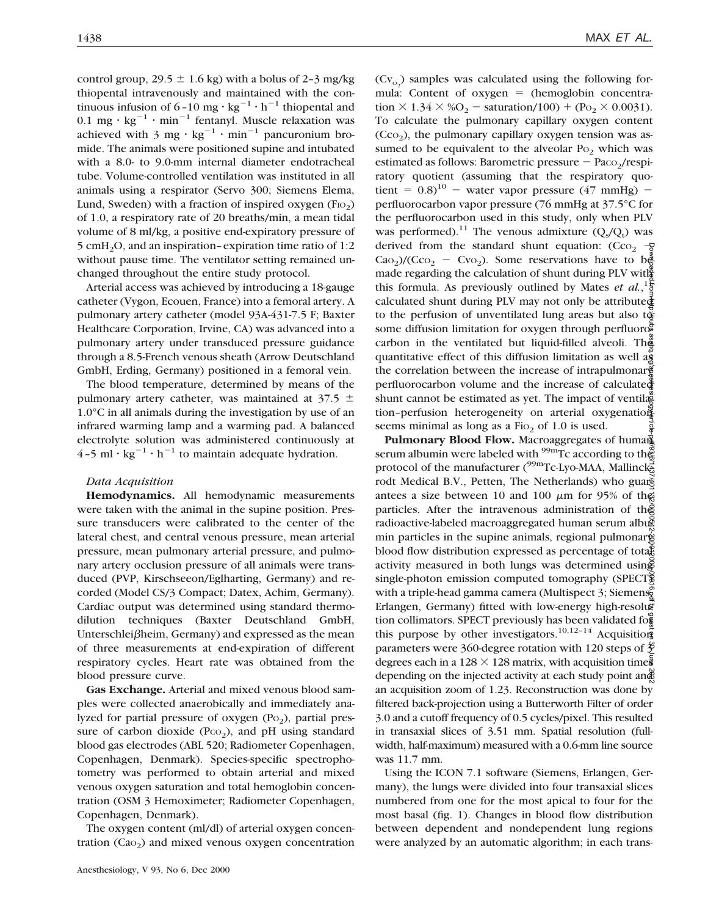control group, 29.5 ± 1.6 kg) with a bolus of 2–3 mg/kg thiopental intravenously and maintained with the continuous infusion of 6–10 $mg \cdot kg^{-1} \cdot h^{-1}$ thiopental and 0.1 $mg \cdot kg^{-1} \cdot min^{-1}$ fentanyl. Muscle relaxation was achieved with 3 $mg \cdot kg^{-1} \cdot min^{-1}$ pancuronium bromide. The animals were positioned supine and intubated with a 8.0- to 9.0-mm internal diameter endotracheal tube. Volume-controlled ventilation was instituted in all animals using a respirator (Servo 300; Siemens Elema, Lund, Sweden) with a fraction of inspired oxygen ($F_{IO_2}$) of 1.0, a respiratory rate of 20 breaths/min, a mean tidal volume of 8 ml/kg, a positive end-expiratory pressure of 5 $cmH_2O$, and an inspiration–expiration time ratio of 1:2 without pause time. The ventilator setting remained unchanged throughout the entire study protocol.

Arterial access was achieved by introducing a 18-gauge catheter (Vygon, Ecouen, France) into a femoral artery. A pulmonary artery catheter (model 93A-431-7.5 F; Baxter Healthcare Corporation, Irvine, CA) was advanced into a pulmonary artery under transduced pressure guidance through a 8.5-French venous sheath (Arrow Deutschland GmbH, Erding, Germany) positioned in a femoral vein.

The blood temperature, determined by means of the pulmonary artery catheter, was maintained at 37.5 ± 1.0°C in all animals during the investigation by use of an infrared warming lamp and a warming pad. A balanced electrolyte solution was administered continuously at 4–5 $ml \cdot kg^{-1} \cdot h^{-1}$ to maintain adequate hydration.

### *Data Acquisition*

**Hemodynamics.** All hemodynamic measurements were taken with the animal in the supine position. Pressure transducers were calibrated to the center of the lateral chest, and central venous pressure, mean arterial pressure, mean pulmonary arterial pressure, and pulmonary artery occlusion pressure of all animals were transduced (PVP, Kirschseeon/Eglharting, Germany) and recorded (Model CS/3 Compact; Datex, Achim, Germany). Cardiac output was determined using standard thermodilution techniques (Baxter Deutschland GmbH, Unterschleiβheim, Germany) and expressed as the mean of three measurements at end-expiration of different respiratory cycles. Heart rate was obtained from the blood pressure curve.

**Gas Exchange.** Arterial and mixed venous blood samples were collected anaerobically and immediately analyzed for partial pressure of oxygen ($P_{O_2}$), partial pressure of carbon dioxide ($P_{CO_2}$), and pH using standard blood gas electrodes (ABL 520; Radiometer Copenhagen, Copenhagen, Denmark). Species-specific spectrophotometry was performed to obtain arterial and mixed venous oxygen saturation and total hemoglobin concentration (OSM 3 Hemoximeter; Radiometer Copenhagen, Copenhagen, Denmark).

The oxygen content (ml/dl) of arterial oxygen concentration ($Ca_{O_2}$) and mixed venous oxygen concentration ($Cv_{O_2}$) samples was calculated using the following formula: Content of oxygen = (hemoglobin concentration × 1.34 × %$O_2$ − saturation/100) + ($P_{O_2}$ × 0.0031). To calculate the pulmonary capillary oxygen content ($Cc_{O_2}$), the pulmonary capillary oxygen tension was assumed to be equivalent to the alveolar $P_{O_2}$ which was estimated as follows: Barometric pressure − $Pa_{CO_2}$/respiratory quotient (assuming that the respiratory quotient = 0.8)[10] − water vapor pressure (47 mmHg) − perfluorocarbon vapor pressure (76 mmHg at 37.5°C for the perfluorocarbon used in this study, only when PLV was performed).[11] The venous admixture ($Q_s/Q_t$) was derived from the standard shunt equation: ($Cc_{O_2}$ − $Ca_{O_2}$)/($Cc_{O_2}$ − $Cv_{O_2}$). Some reservations have to be made regarding the calculation of shunt during PLV with this formula. As previously outlined by Mates *et al.*,[1] calculated shunt during PLV may not only be attributed to the perfusion of unventilated lung areas but also to some diffusion limitation for oxygen through perfluorocarbon in the ventilated but liquid-filled alveoli. The quantitative effect of this diffusion limitation as well as the correlation between the increase of intrapulmonary perfluorocarbon volume and the increase of calculated shunt cannot be estimated as yet. The impact of ventilation–perfusion heterogeneity on arterial oxygenation seems minimal as long as a $F_{IO_2}$ of 1.0 is used.

**Pulmonary Blood Flow.** Macroaggregates of human serum albumin were labeled with $^{99m}$Tc according to the protocol of the manufacturer ($^{99m}$Tc-Lyo-MAA, Mallinckrodt Medical B.V., Petten, The Netherlands) who guarantees a size between 10 and 100 μm for 95% of the particles. After the intravenous administration of the radioactive-labeled macroaggregated human serum albumin particles in the supine animals, regional pulmonary blood flow distribution expressed as percentage of total activity measured in both lungs was determined using single-photon emission computed tomography (SPECT) with a triple-head gamma camera (Multispect 3; Siemens, Erlangen, Germany) fitted with low-energy high-resolution collimators. SPECT previously has been validated for this purpose by other investigators.[10,12–14] Acquisition parameters were 360-degree rotation with 120 steps of 3 degrees each in a 128 × 128 matrix, with acquisition times depending on the injected activity at each study point and an acquisition zoom of 1.23. Reconstruction was done by filtered back-projection using a Butterworth Filter of order 3.0 and a cutoff frequency of 0.5 cycles/pixel. This resulted in transaxial slices of 3.51 mm. Spatial resolution (full-width, half-maximum) measured with a 0.6-mm line source was 11.7 mm.

Using the ICON 7.1 software (Siemens, Erlangen, Germany), the lungs were divided into four transaxial slices numbered from one for the most apical to four for the most basal (fig. 1). Changes in blood flow distribution between dependent and nondependent lung regions were analyzed by an automatic algorithm; in each trans-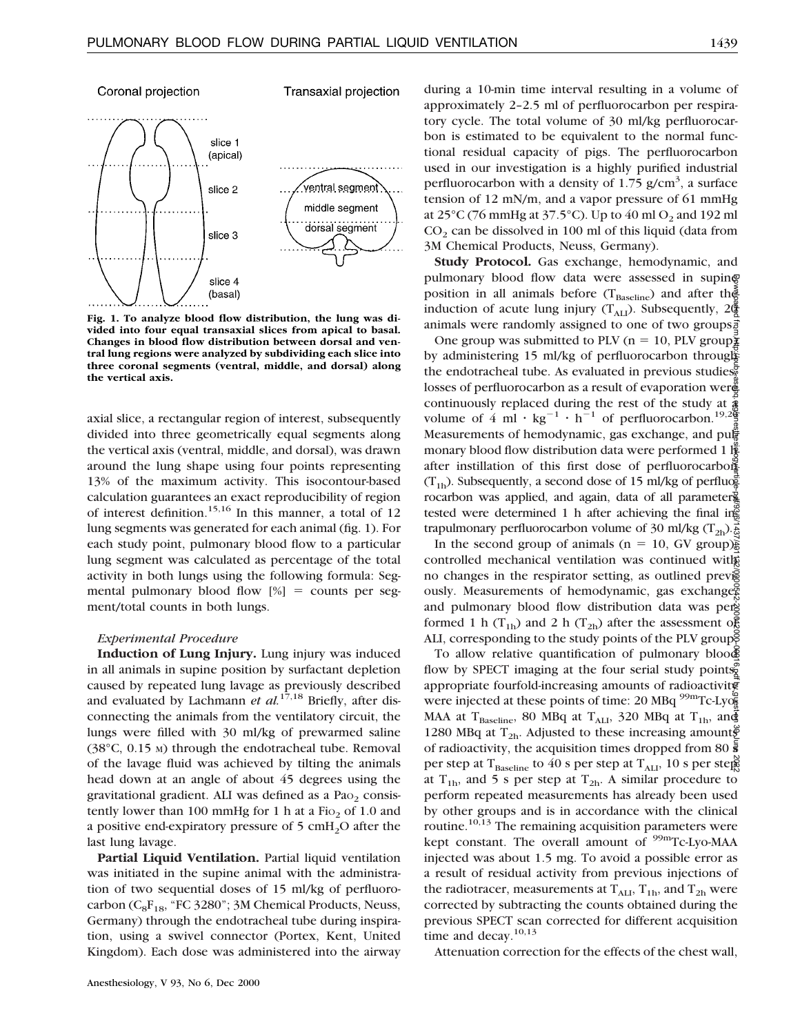Fig. 1. To analyze blood flow distribution, the lung was divided into four equal transaxial slices from apical to basal. Changes in blood flow distribution between dorsal and ventral lung regions were analyzed by subdividing each slice into three coronal segments (ventral, middle, and dorsal) along the vertical axis.

axial slice, a rectangular region of interest, subsequently divided into three geometrically equal segments along the vertical axis (ventral, middle, and dorsal), was drawn around the lung shape using four points representing 13% of the maximum activity. This isocontour-based calculation guarantees an exact reproducibility of region of interest definition.[15,16] In this manner, a total of 12 lung segments was generated for each animal (fig. 1). For each study point, pulmonary blood flow to a particular lung segment was calculated as percentage of the total activity in both lungs using the following formula: Segmental pulmonary blood flow [%] = counts per segment/total counts in both lungs.

### *Experimental Procedure*

**Induction of Lung Injury.** Lung injury was induced in all animals in supine position by surfactant depletion caused by repeated lung lavage as previously described and evaluated by Lachmann *et al.*[17,18] Briefly, after disconnecting the animals from the ventilatory circuit, the lungs were filled with 30 ml/kg of prewarmed saline (38°C, 0.15 M) through the endotracheal tube. Removal of the lavage fluid was achieved by tilting the animals head down at an angle of about 45 degrees using the gravitational gradient. ALI was defined as a $Pa_{O_2}$ consistently lower than 100 mmHg for 1 h at a $F_{IO_2}$ of 1.0 and a positive end-expiratory pressure of 5 $cmH_2O$ after the last lung lavage.

**Partial Liquid Ventilation.** Partial liquid ventilation was initiated in the supine animal with the administration of two sequential doses of 15 ml/kg of perfluorocarbon ($C_8F_{18}$, "FC 3280"; 3M Chemical Products, Neuss, Germany) through the endotracheal tube during inspiration, using a swivel connector (Portex, Kent, United Kingdom). Each dose was administered into the airway during a 10-min time interval resulting in a volume of approximately 2–2.5 ml of perfluorocarbon per respiratory cycle. The total volume of 30 ml/kg perfluorocarbon is estimated to be equivalent to the normal functional residual capacity of pigs. The perfluorocarbon used in our investigation is a highly purified industrial perfluorocarbon with a density of 1.75 $g/cm^3$, a surface tension of 12 mN/m, and a vapor pressure of 61 mmHg at 25°C (76 mmHg at 37.5°C). Up to 40 ml $O_2$ and 192 ml $CO_2$ can be dissolved in 100 ml of this liquid (data from 3M Chemical Products, Neuss, Germany).

**Study Protocol.** Gas exchange, hemodynamic, and pulmonary blood flow data were assessed in supine position in all animals before ($T_{Baseline}$) and after the induction of acute lung injury ($T_{ALI}$). Subsequently, 20 animals were randomly assigned to one of two groups.

One group was submitted to PLV (n = 10, PLV group) by administering 15 ml/kg of perfluorocarbon through the endotracheal tube. As evaluated in previous studies, losses of perfluorocarbon as a result of evaporation were continuously replaced during the rest of the study at a volume of 4 $ml \cdot kg^{-1} \cdot h^{-1}$ of perfluorocarbon.[19,20] Measurements of hemodynamic, gas exchange, and pulmonary blood flow distribution data were performed 1 h after instillation of this first dose of perfluorocarbon ($T_{1h}$). Subsequently, a second dose of 15 ml/kg of perfluorocarbon was applied, and again, data of all parameters tested were determined 1 h after achieving the final intrapulmonary perfluorocarbon volume of 30 ml/kg ($T_{2h}$).

In the second group of animals (n = 10, GV group), controlled mechanical ventilation was continued with no changes in the respirator setting, as outlined previously. Measurements of hemodynamic, gas exchange, and pulmonary blood flow distribution data was performed 1 h ($T_{1h}$) and 2 h ($T_{2h}$) after the assessment of ALI, corresponding to the study points of the PLV group.

To allow relative quantification of pulmonary blood flow by SPECT imaging at the four serial study points, appropriate fourfold-increasing amounts of radioactivity were injected at these points of time: 20 MBq $^{99m}$Tc-Lyo-MAA at $T_{Baseline}$, 80 MBq at $T_{ALI}$, 320 MBq at $T_{1h}$, and 1280 MBq at $T_{2h}$. Adjusted to these increasing amounts of radioactivity, the acquisition times dropped from 80 s per step at $T_{Baseline}$ to 40 s per step at $T_{ALI}$, 10 s per step at $T_{1h}$, and 5 s per step at $T_{2h}$. A similar procedure to perform repeated measurements has already been used by other groups and is in accordance with the clinical routine.[10,13] The remaining acquisition parameters were kept constant. The overall amount of $^{99m}$Tc-Lyo-MAA injected was about 1.5 mg. To avoid a possible error as a result of residual activity from previous injections of the radiotracer, measurements at $T_{ALI}$, $T_{1h}$, and $T_{2h}$ were corrected by subtracting the counts obtained during the previous SPECT scan corrected for different acquisition time and decay.[10,13]

Attenuation correction for the effects of the chest wall,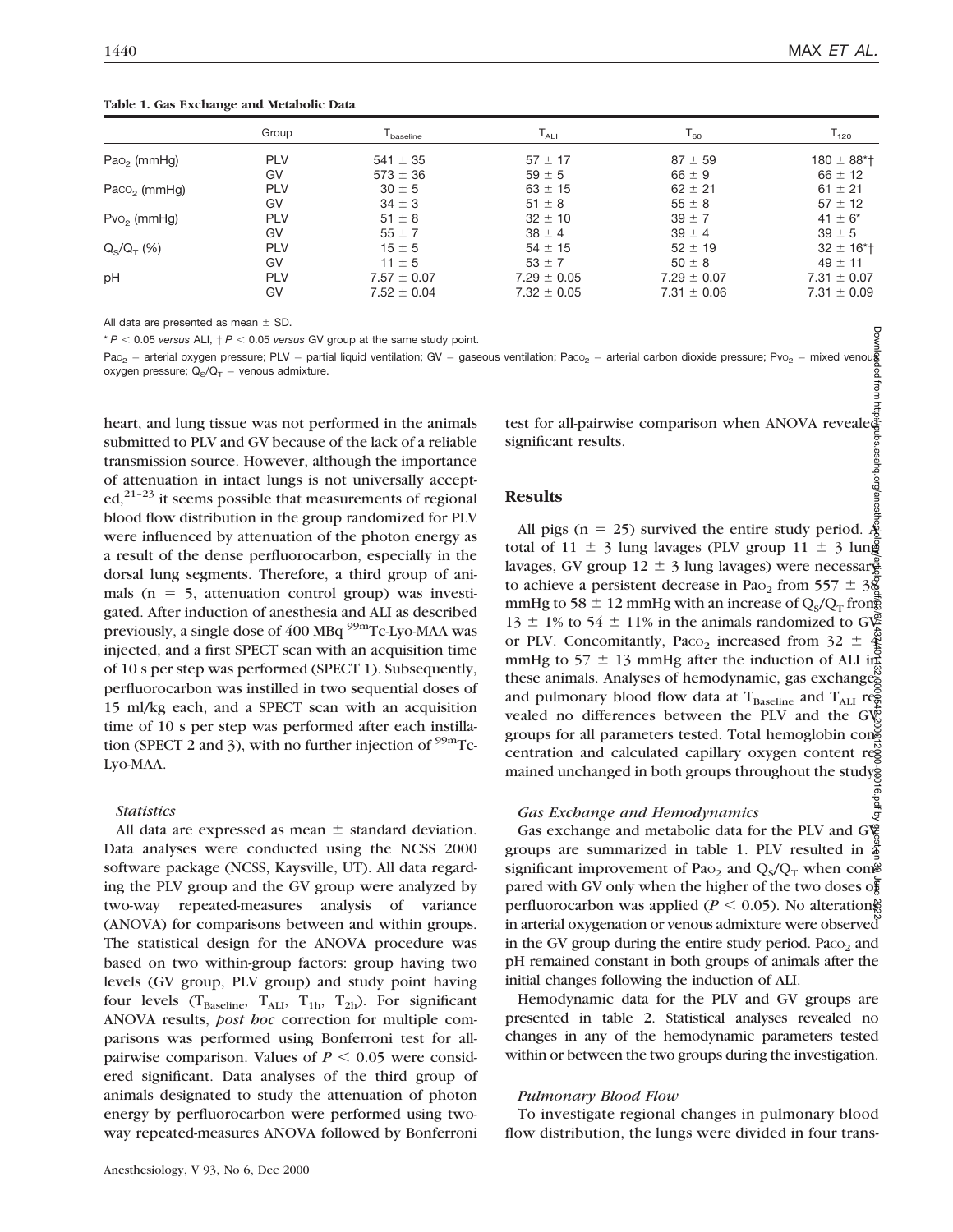**Table 1. Gas Exchange and Metabolic Data**

| | Group | $T_{baseline}$ | $T_{ALI}$ | $T_{60}$ | $T_{120}$ |
|---|---|---|---|---|---|
| $Pa_{O_2}$ (mmHg) | PLV | 541 ± 35 | 57 ± 17 | 87 ± 59 | 180 ± 88*† |
| | GV | 573 ± 36 | 59 ± 5 | 66 ± 9 | 66 ± 12 |
| $Pa_{CO_2}$ (mmHg) | PLV | 30 ± 5 | 63 ± 15 | 62 ± 21 | 61 ± 21 |
| | GV | 34 ± 3 | 51 ± 8 | 55 ± 8 | 57 ± 12 |
| $Pv_{O_2}$ (mmHg) | PLV | 51 ± 8 | 32 ± 10 | 39 ± 7 | 41 ± 6* |
| | GV | 55 ± 7 | 38 ± 4 | 39 ± 4 | 39 ± 5 |
| $Q_S/Q_T$ (%) | PLV | 15 ± 5 | 54 ± 15 | 52 ± 19 | 32 ± 16*† |
| | GV | 11 ± 5 | 53 ± 7 | 50 ± 8 | 49 ± 11 |
| pH | PLV | 7.57 ± 0.07 | 7.29 ± 0.05 | 7.29 ± 0.07 | 7.31 ± 0.07 |
| | GV | 7.52 ± 0.04 | 7.32 ± 0.05 | 7.31 ± 0.06 | 7.31 ± 0.09 |

All data are presented as mean ± SD.

* $P < 0.05$ *versus* ALI, † $P < 0.05$ *versus* GV group at the same study point.

$Pa_{O_2}$ = arterial oxygen pressure; PLV = partial liquid ventilation; GV = gaseous ventilation; $Pa_{CO_2}$ = arterial carbon dioxide pressure; $Pv_{O_2}$ = mixed venous oxygen pressure; $Q_S/Q_T$ = venous admixture.

heart, and lung tissue was not performed in the animals submitted to PLV and GV because of the lack of a reliable transmission source. However, although the importance of attenuation in intact lungs is not universally accepted,[21–23] it seems possible that measurements of regional blood flow distribution in the group randomized for PLV were influenced by attenuation of the photon energy as a result of the dense perfluorocarbon, especially in the dorsal lung segments. Therefore, a third group of animals (n = 5, attenuation control group) was investigated. After induction of anesthesia and ALI as described previously, a single dose of 400 MBq $^{99m}$Tc-Lyo-MAA was injected, and a first SPECT scan with an acquisition time of 10 s per step was performed (SPECT 1). Subsequently, perfluorocarbon was instilled in two sequential doses of 15 ml/kg each, and a SPECT scan with an acquisition time of 10 s per step was performed after each instillation (SPECT 2 and 3), with no further injection of $^{99m}$Tc-Lyo-MAA.

### *Statistics*

All data are expressed as mean ± standard deviation. Data analyses were conducted using the NCSS 2000 software package (NCSS, Kaysville, UT). All data regarding the PLV group and the GV group were analyzed by two-way repeated-measures analysis of variance (ANOVA) for comparisons between and within groups. The statistical design for the ANOVA procedure was based on two within-group factors: group having two levels (GV group, PLV group) and study point having four levels ($T_{Baseline}$, $T_{ALI}$, $T_{1h}$, $T_{2h}$). For significant ANOVA results, *post hoc* correction for multiple comparisons was performed using Bonferroni test for all-pairwise comparison. Values of $P < 0.05$ were considered significant. Data analyses of the third group of animals designated to study the attenuation of photon energy by perfluorocarbon were performed using two-way repeated-measures ANOVA followed by Bonferroni test for all-pairwise comparison when ANOVA revealed significant results.

## Results

All pigs (n = 25) survived the entire study period. A total of 11 ± 3 lung lavages (PLV group 11 ± 3 lung lavages, GV group 12 ± 3 lung lavages) were necessary to achieve a persistent decrease in $Pa_{O_2}$ from 557 ± 38 mmHg to 58 ± 12 mmHg with an increase of $Q_S/Q_T$ from 13 ± 1% to 54 ± 11% in the animals randomized to GV or PLV. Concomitantly, $Pa_{CO_2}$ increased from 32 ± 4 mmHg to 57 ± 13 mmHg after the induction of ALI in these animals. Analyses of hemodynamic, gas exchange, and pulmonary blood flow data at $T_{Baseline}$ and $T_{ALI}$ revealed no differences between the PLV and the GV groups for all parameters tested. Total hemoglobin concentration and calculated capillary oxygen content remained unchanged in both groups throughout the study.

### *Gas Exchange and Hemodynamics*

Gas exchange and metabolic data for the PLV and GV groups are summarized in table 1. PLV resulted in a significant improvement of $Pa_{O_2}$ and $Q_S/Q_T$ when compared with GV only when the higher of the two doses of perfluorocarbon was applied ($P < 0.05$). No alterations in arterial oxygenation or venous admixture were observed in the GV group during the entire study period. $Pa_{CO_2}$ and pH remained constant in both groups of animals after the initial changes following the induction of ALI.

Hemodynamic data for the PLV and GV groups are presented in table 2. Statistical analyses revealed no changes in any of the hemodynamic parameters tested within or between the two groups during the investigation.

### *Pulmonary Blood Flow*

To investigate regional changes in pulmonary blood flow distribution, the lungs were divided in four trans-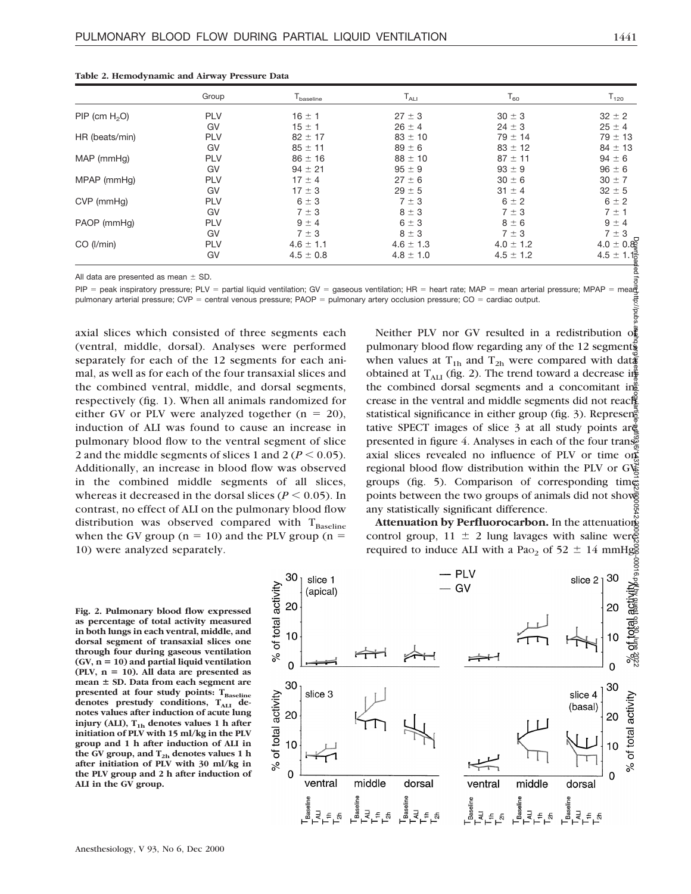**Table 2. Hemodynamic and Airway Pressure Data**

| | Group | $T_{baseline}$ | $T_{ALI}$ | $T_{60}$ | $T_{120}$ |
|---|---|---|---|---|---|
| PIP (cm $H_2O$) | PLV | 16 ± 1 | 27 ± 3 | 30 ± 3 | 32 ± 2 |
| | GV | 15 ± 1 | 26 ± 4 | 24 ± 3 | 25 ± 4 |
| HR (beats/min) | PLV | 82 ± 17 | 83 ± 10 | 79 ± 14 | 79 ± 13 |
| | GV | 85 ± 11 | 89 ± 6 | 83 ± 12 | 84 ± 13 |
| MAP (mmHg) | PLV | 86 ± 16 | 88 ± 10 | 87 ± 11 | 94 ± 6 |
| | GV | 94 ± 21 | 95 ± 9 | 93 ± 9 | 96 ± 6 |
| MPAP (mmHg) | PLV | 17 ± 4 | 27 ± 6 | 30 ± 6 | 30 ± 7 |
| | GV | 17 ± 3 | 29 ± 5 | 31 ± 4 | 32 ± 5 |
| CVP (mmHg) | PLV | 6 ± 3 | 7 ± 3 | 6 ± 2 | 6 ± 2 |
| | GV | 7 ± 3 | 8 ± 3 | 7 ± 3 | 7 ± 1 |
| PAOP (mmHg) | PLV | 9 ± 4 | 6 ± 3 | 8 ± 6 | 9 ± 4 |
| | GV | 7 ± 3 | 8 ± 3 | 7 ± 3 | 7 ± 3 |
| CO (l/min) | PLV | 4.6 ± 1.1 | 4.6 ± 1.3 | 4.0 ± 1.2 | 4.0 ± 0.8 |
| | GV | 4.5 ± 0.8 | 4.8 ± 1.0 | 4.5 ± 1.2 | 4.5 ± 1.1 |

All data are presented as mean ± SD.

PIP = peak inspiratory pressure; PLV = partial liquid ventilation; GV = gaseous ventilation; HR = heart rate; MAP = mean arterial pressure; MPAP = mean pulmonary arterial pressure; CVP = central venous pressure; PAOP = pulmonary artery occlusion pressure; CO = cardiac output.

axial slices which consisted of three segments each (ventral, middle, dorsal). Analyses were performed separately for each of the 12 segments for each animal, as well as for each of the four transaxial slices and the combined ventral, middle, and dorsal segments, respectively (fig. 1). When all animals randomized for either GV or PLV were analyzed together (n = 20), induction of ALI was found to cause an increase in pulmonary blood flow to the ventral segment of slice 2 and the middle segments of slices 1 and 2 ($P < 0.05$). Additionally, an increase in blood flow was observed in the combined middle segments of all slices, whereas it decreased in the dorsal slices ($P < 0.05$). In contrast, no effect of ALI on the pulmonary blood flow distribution was observed compared with $T_{Baseline}$ when the GV group (n = 10) and the PLV group (n = 10) were analyzed separately.

Neither PLV nor GV resulted in a redistribution of pulmonary blood flow regarding any of the 12 segments when values at $T_{1h}$ and $T_{2h}$ were compared with data obtained at $T_{ALI}$ (fig. 2). The trend toward a decrease in the combined dorsal segments and a concomitant increase in the ventral and middle segments did not reach statistical significance in either group (fig. 3). Representative SPECT images of slice 3 at all study points are presented in figure 4. Analyses in each of the four transaxial slices revealed no influence of PLV or time on regional blood flow distribution within the PLV or GV groups (fig. 5). Comparison of corresponding time points between the two groups of animals did not show any statistically significant difference.

**Attenuation by Perfluorocarbon.** In the attenuation control group, 11 ± 2 lung lavages with saline were required to induce ALI with a $Pa_{O_2}$ of 52 ± 14 mmHg.

**Fig. 2. Pulmonary blood flow expressed as percentage of total activity measured in both lungs in each ventral, middle, and dorsal segment of transaxial slices one through four during gaseous ventilation (GV, n = 10) and partial liquid ventilation (PLV, n = 10). All data are presented as mean ± SD. Data from each segment are presented at four study points: $T_{Baseline}$ denotes prestudy conditions, $T_{ALI}$ denotes values after induction of acute lung injury (ALI), $T_{1h}$ denotes values 1 h after initiation of PLV with 15 ml/kg in the PLV group and 1 h after induction of ALI in the GV group, and $T_{2h}$ denotes values 1 h after initiation of PLV with 30 ml/kg in the PLV group and 2 h after induction of ALI in the GV group.**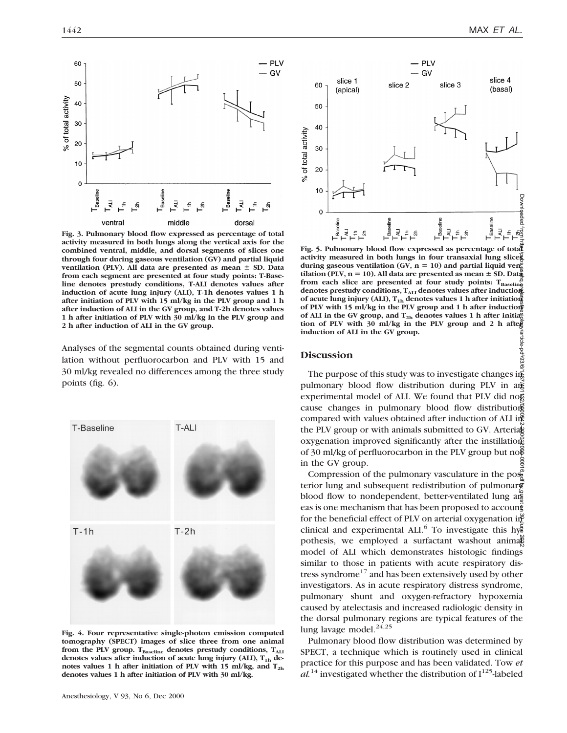Fig. 3. Pulmonary blood flow expressed as percentage of total activity measured in both lungs along the vertical axis for the combined ventral, middle, and dorsal segments of slices one through four during gaseous ventilation (GV) and partial liquid ventilation (PLV). All data are presented as mean ± SD. Data from each segment are presented at four study points: T-Baseline denotes prestudy conditions, T-ALI denotes values after induction of acute lung injury (ALI), T-1h denotes values 1 h after initiation of PLV with 15 ml/kg in the PLV group and 1 h after induction of ALI in the GV group, and T-2h denotes values 1 h after initiation of PLV with 30 ml/kg in the PLV group and 2 h after induction of ALI in the GV group.

Analyses of the segmental counts obtained during ventilation without perfluorocarbon and PLV with 15 and 30 ml/kg revealed no differences among the three study points (fig. 6).

Fig. 4. Four representative single-photon emission computed tomography (SPECT) images of slice three from one animal from the PLV group. $T_{Baseline}$ denotes prestudy conditions, $T_{ALI}$ denotes values after induction of acute lung injury (ALI), $T_{1h}$ denotes values 1 h after initiation of PLV with 15 ml/kg, and $T_{2h}$ denotes values 1 h after initiation of PLV with 30 ml/kg.

Fig. 5. Pulmonary blood flow expressed as percentage of total activity measured in both lungs in four transaxial lung slices during gaseous ventilation (GV, n = 10) and partial liquid ventilation (PLV, n = 10). All data are presented as mean ± SD. Data from each slice are presented at four study points: $T_{Baseline}$ denotes prestudy conditions, $T_{ALI}$ denotes values after induction of acute lung injury (ALI), $T_{1h}$ denotes values 1 h after initiation of PLV with 15 ml/kg in the PLV group and 1 h after induction of ALI in the GV group, and $T_{2h}$ denotes values 1 h after initiation of PLV with 30 ml/kg in the PLV group and 2 h after induction of ALI in the GV group.

## Discussion

The purpose of this study was to investigate changes in pulmonary blood flow distribution during PLV in an experimental model of ALI. We found that PLV did not cause changes in pulmonary blood flow distribution compared with values obtained after induction of ALI in the PLV group or with animals submitted to GV. Arterial oxygenation improved significantly after the instillation of 30 ml/kg of perfluorocarbon in the PLV group but not in the GV group.

Compression of the pulmonary vasculature in the posterior lung and subsequent redistribution of pulmonary blood flow to nondependent, better-ventilated lung areas is one mechanism that has been proposed to account for the beneficial effect of PLV on arterial oxygenation in clinical and experimental ALI.[6] To investigate this hypothesis, we employed a surfactant washout animal model of ALI which demonstrates histologic findings similar to those in patients with acute respiratory distress syndrome[17] and has been extensively used by other investigators. As in acute respiratory distress syndrome, pulmonary shunt and oxygen-refractory hypoxemia caused by atelectasis and increased radiologic density in the dorsal pulmonary regions are typical features of the lung lavage model.[24,25]

Pulmonary blood flow distribution was determined by SPECT, a technique which is routinely used in clinical practice for this purpose and has been validated. Tow *et al.*[14] investigated whether the distribution of $I^{125}$-labeled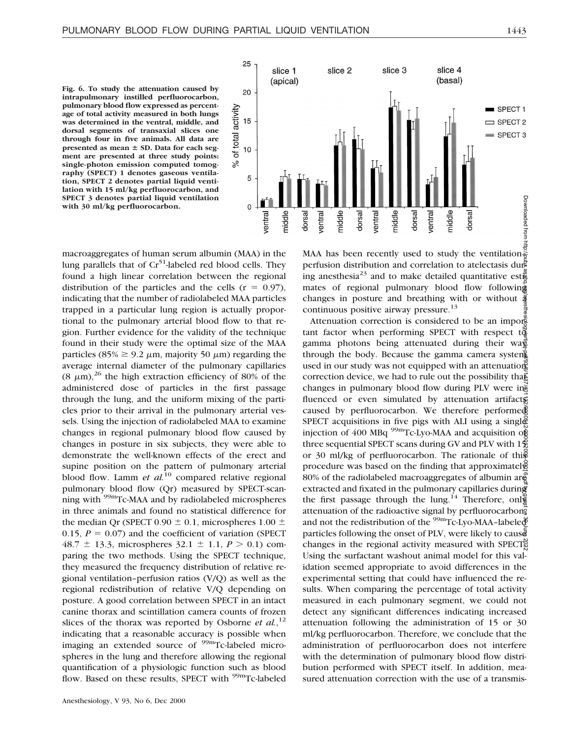Fig. 6. To study the attenuation caused by intrapulmonary instilled perfluorocarbon, pulmonary blood flow expressed as percentage of total activity measured in both lungs was determined in the ventral, middle, and dorsal segments of transaxial slices one through four in five animals. All data are presented as mean ± SD. Data for each segment are presented at three study points: single-photon emission computed tomography (SPECT) 1 denotes gaseous ventilation, SPECT 2 denotes partial liquid ventilation with 15 ml/kg perfluorocarbon, and SPECT 3 denotes partial liquid ventilation with 30 ml/kg perfluorocarbon.

macroaggregates of human serum albumin (MAA) in the lung parallels that of $Cr^{51}$-labeled red blood cells. They found a high linear correlation between the regional distribution of the particles and the cells ($r = 0.97$), indicating that the number of radiolabeled MAA particles trapped in a particular lung region is actually proportional to the pulmonary arterial blood flow to that region. Further evidence for the validity of the technique found in their study were the optimal size of the MAA particles (85% ≥ 9.2 $\mu$m, majority 50 $\mu$m) regarding the average internal diameter of the pulmonary capillaries (8 $\mu$m),[26] the high extraction efficiency of 80% of the administered dose of particles in the first passage through the lung, and the uniform mixing of the particles prior to their arrival in the pulmonary arterial vessels. Using the injection of radiolabeled MAA to examine changes in regional pulmonary blood flow caused by changes in posture in six subjects, they were able to demonstrate the well-known effects of the erect and supine position on the pattern of pulmonary arterial blood flow. Lamm *et al.*[10] compared relative regional pulmonary blood flow (Qr) measured by SPECT-scanning with $^{99m}$Tc-MAA and by radiolabeled microspheres in three animals and found no statistical difference for the median Qr (SPECT 0.90 ± 0.1, microspheres 1.00 ± 0.15, $P = 0.07$) and the coefficient of variation (SPECT 48.7 ± 13.3, microspheres 32.1 ± 1.1, $P > 0.1$) comparing the two methods. Using the SPECT technique, they measured the frequency distribution of relative regional ventilation–perfusion ratios (V/Q) as well as the regional redistribution of relative V/Q depending on posture. A good correlation between SPECT in an intact canine thorax and scintillation camera counts of frozen slices of the thorax was reported by Osborne *et al.*,[12] indicating that a reasonable accuracy is possible when imaging an extended source of $^{99m}$Tc-labeled microspheres in the lung and therefore allowing the regional quantification of a physiologic function such as blood flow. Based on these results, SPECT with $^{99m}$Tc-labeled MAA has been recently used to study the ventilation–perfusion distribution and correlation to atelectasis during anesthesia[23] and to make detailed quantitative estimates of regional pulmonary blood flow following changes in posture and breathing with or without a continuous positive airway pressure.[13]

Attenuation correction is considered to be an important factor when performing SPECT with respect to gamma photons being attenuated during their way through the body. Because the gamma camera system used in our study was not equipped with an attenuation correction device, we had to rule out the possibility that changes in pulmonary blood flow during PLV were influenced or even simulated by attenuation artifacts caused by perfluorocarbon. We therefore performed SPECT acquisitions in five pigs with ALI using a single injection of 400 MBq $^{99m}$Tc-Lyo-MAA and acquisition of three sequential SPECT scans during GV and PLV with 15 or 30 ml/kg of perfluorocarbon. The rationale of this procedure was based on the finding that approximately 80% of the radiolabeled macroaggregates of albumin are extracted and fixated in the pulmonary capillaries during the first passage through the lung.[14] Therefore, only attenuation of the radioactive signal by perfluorocarbon and not the redistribution of the $^{99m}$Tc-Lyo-MAA–labeled particles following the onset of PLV, were likely to cause changes in the regional activity measured with SPECT. Using the surfactant washout animal model for this validation seemed appropriate to avoid differences in the experimental setting that could have influenced the results. When comparing the percentage of total activity measured in each pulmonary segment, we could not detect any significant differences indicating increased attenuation following the administration of 15 or 30 ml/kg perfluorocarbon. Therefore, we conclude that the administration of perfluorocarbon does not interfere with the determination of pulmonary blood flow distribution performed with SPECT itself. In addition, measured attenuation correction with the use of a transmis-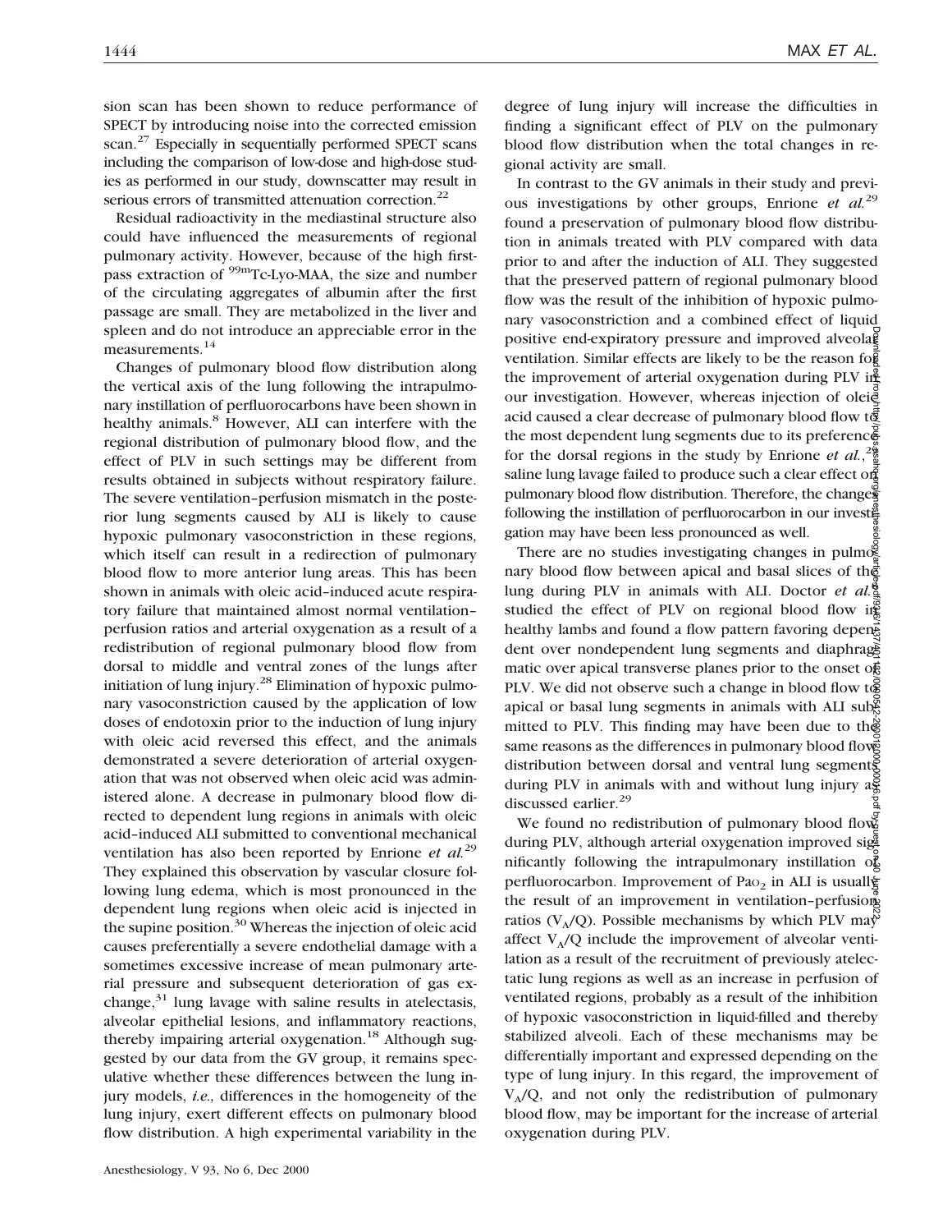sion scan has been shown to reduce performance of SPECT by introducing noise into the corrected emission scan.[27] Especially in sequentially performed SPECT scans including the comparison of low-dose and high-dose studies as performed in our study, downscatter may result in serious errors of transmitted attenuation correction.[22]

Residual radioactivity in the mediastinal structure also could have influenced the measurements of regional pulmonary activity. However, because of the high first-pass extraction of $^{99m}$Tc-Lyo-MAA, the size and number of the circulating aggregates of albumin after the first passage are small. They are metabolized in the liver and spleen and do not introduce an appreciable error in the measurements.[14]

Changes of pulmonary blood flow distribution along the vertical axis of the lung following the intrapulmonary instillation of perfluorocarbons have been shown in healthy animals.[8] However, ALI can interfere with the regional distribution of pulmonary blood flow, and the effect of PLV in such settings may be different from results obtained in subjects without respiratory failure. The severe ventilation–perfusion mismatch in the posterior lung segments caused by ALI is likely to cause hypoxic pulmonary vasoconstriction in these regions, which itself can result in a redirection of pulmonary blood flow to more anterior lung areas. This has been shown in animals with oleic acid–induced acute respiratory failure that maintained almost normal ventilation–perfusion ratios and arterial oxygenation as a result of a redistribution of regional pulmonary blood flow from dorsal to middle and ventral zones of the lungs after initiation of lung injury.[28] Elimination of hypoxic pulmonary vasoconstriction caused by the application of low doses of endotoxin prior to the induction of lung injury with oleic acid reversed this effect, and the animals demonstrated a severe deterioration of arterial oxygenation that was not observed when oleic acid was administered alone. A decrease in pulmonary blood flow directed to dependent lung regions in animals with oleic acid–induced ALI submitted to conventional mechanical ventilation has also been reported by Enrione *et al.*[29] They explained this observation by vascular closure following lung edema, which is most pronounced in the dependent lung regions when oleic acid is injected in the supine position.[30] Whereas the injection of oleic acid causes preferentially a severe endothelial damage with a sometimes excessive increase of mean pulmonary arterial pressure and subsequent deterioration of gas exchange,[31] lung lavage with saline results in atelectasis, alveolar epithelial lesions, and inflammatory reactions, thereby impairing arterial oxygenation.[18] Although suggested by our data from the GV group, it remains speculative whether these differences between the lung injury models, *i.e.,* differences in the homogeneity of the lung injury, exert different effects on pulmonary blood flow distribution. A high experimental variability in the degree of lung injury will increase the difficulties in finding a significant effect of PLV on the pulmonary blood flow distribution when the total changes in regional activity are small.

In contrast to the GV animals in their study and previous investigations by other groups, Enrione *et al.*[29] found a preservation of pulmonary blood flow distribution in animals treated with PLV compared with data prior to and after the induction of ALI. They suggested that the preserved pattern of regional pulmonary blood flow was the result of the inhibition of hypoxic pulmonary vasoconstriction and a combined effect of liquid positive end-expiratory pressure and improved alveolar ventilation. Similar effects are likely to be the reason for the improvement of arterial oxygenation during PLV in our investigation. However, whereas injection of oleic acid caused a clear decrease of pulmonary blood flow to the most dependent lung segments due to its preference for the dorsal regions in the study by Enrione *et al.*,[29] saline lung lavage failed to produce such a clear effect on pulmonary blood flow distribution. Therefore, the changes following the instillation of perfluorocarbon in our investigation may have been less pronounced as well.

There are no studies investigating changes in pulmonary blood flow between apical and basal slices of the lung during PLV in animals with ALI. Doctor *et al.*[8] studied the effect of PLV on regional blood flow in healthy lambs and found a flow pattern favoring dependent over nondependent lung segments and diaphragmatic over apical transverse planes prior to the onset of PLV. We did not observe such a change in blood flow to apical or basal lung segments in animals with ALI submitted to PLV. This finding may have been due to the same reasons as the differences in pulmonary blood flow distribution between dorsal and ventral lung segments during PLV in animals with and without lung injury as discussed earlier.[29]

We found no redistribution of pulmonary blood flow during PLV, although arterial oxygenation improved significantly following the intrapulmonary instillation of perfluorocarbon. Improvement of $Pa_{O_2}$ in ALI is usually the result of an improvement in ventilation–perfusion ratios ($V_A/Q$). Possible mechanisms by which PLV may affect $V_A/Q$ include the improvement of alveolar ventilation as a result of the recruitment of previously atelectatic lung regions as well as an increase in perfusion of ventilated regions, probably as a result of the inhibition of hypoxic vasoconstriction in liquid-filled and thereby stabilized alveoli. Each of these mechanisms may be differentially important and expressed depending on the type of lung injury. In this regard, the improvement of $V_A/Q$, and not only the redistribution of pulmonary blood flow, may be important for the increase of arterial oxygenation during PLV.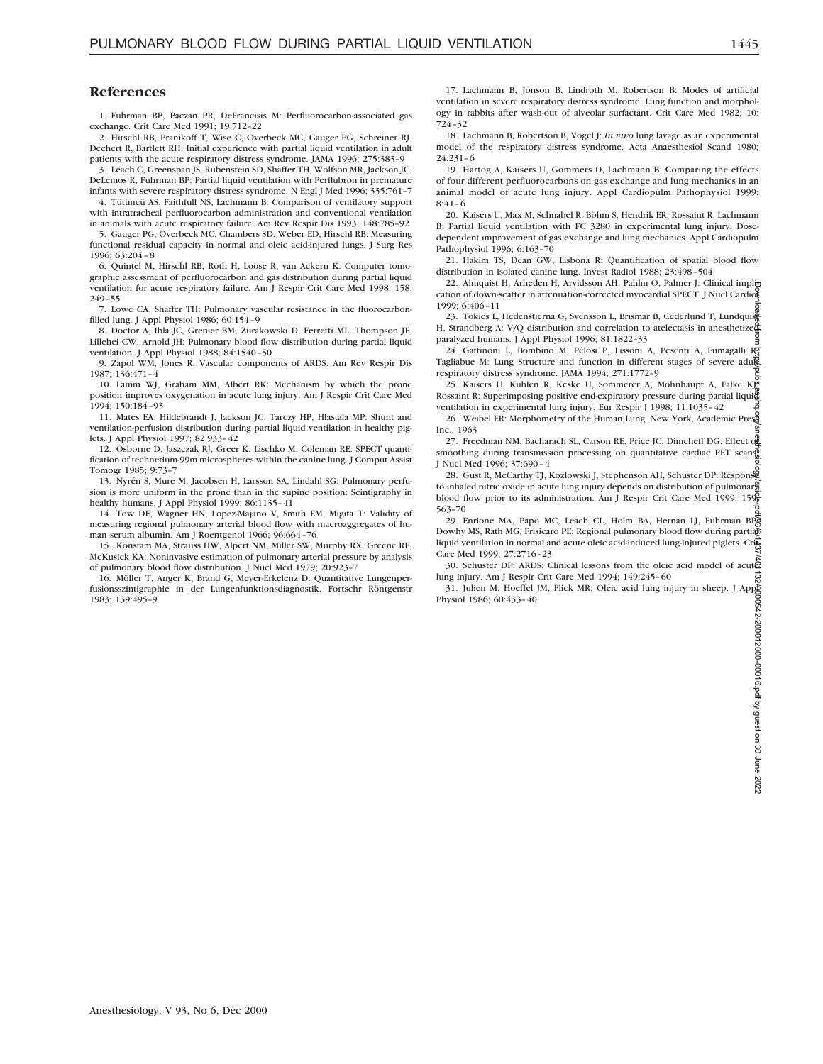## References

1. Fuhrman BP, Paczan PR, DeFrancisis M: Perfluorocarbon-associated gas exchange. Crit Care Med 1991; 19:712–22

2. Hirschl RB, Pranikoff T, Wise C, Overbeck MC, Gauger PG, Schreiner RJ, Dechert R, Bartlett RH: Initial experience with partial liquid ventilation in adult patients with the acute respiratory distress syndrome. JAMA 1996; 275:383–9

3. Leach C, Greenspan JS, Rubenstein SD, Shaffer TH, Wolfson MR, Jackson JC, DeLemos R, Fuhrman BP: Partial liquid ventilation with Perflubron in premature infants with severe respiratory distress syndrome. N Engl J Med 1996; 335:761–7

4. Tütüncü AS, Faithfull NS, Lachmann B: Comparison of ventilatory support with intratracheal perfluorocarbon administration and conventional ventilation in animals with acute respiratory failure. Am Rev Respir Dis 1993; 148:785–92

5. Gauger PG, Overbeck MC, Chambers SD, Weber ED, Hirschl RB: Measuring functional residual capacity in normal and oleic acid-injured lungs. J Surg Res 1996; 63:204–8

6. Quintel M, Hirschl RB, Roth H, Loose R, van Ackern K: Computer tomographic assessment of perfluorocarbon and gas distribution during partial liquid ventilation for acute respiratory failure. Am J Respir Crit Care Med 1998; 158: 249–55

7. Lowe CA, Shaffer TH: Pulmonary vascular resistance in the fluorocarbon-filled lung. J Appl Physiol 1986; 60:154–9

8. Doctor A, Ibla JC, Grenier BM, Zurakowski D, Ferretti ML, Thompson JE, Lillehei CW, Arnold JH: Pulmonary blood flow distribution during partial liquid ventilation. J Appl Physiol 1988; 84:1540–50

9. Zapol WM, Jones R: Vascular components of ARDS. Am Rev Respir Dis 1987; 136:471–4

10. Lamm WJ, Graham MM, Albert RK: Mechanism by which the prone position improves oxygenation in acute lung injury. Am J Respir Crit Care Med 1994; 150:184–93

11. Mates EA, Hildebrandt J, Jackson JC, Tarczy HP, Hlastala MP: Shunt and ventilation-perfusion distribution during partial liquid ventilation in healthy piglets. J Appl Physiol 1997; 82:933–42

12. Osborne D, Jaszczak RJ, Greer K, Lischko M, Coleman RE: SPECT quantification of technetium-99m microspheres within the canine lung. J Comput Assist Tomogr 1985; 9:73–7

13. Nyrén S, Mure M, Jacobsen H, Larsson SA, Lindahl SG: Pulmonary perfusion is more uniform in the prone than in the supine position: Scintigraphy in healthy humans. J Appl Physiol 1999; 86:1135–41

14. Tow DE, Wagner HN, Lopez-Majano V, Smith EM, Migita T: Validity of measuring regional pulmonary arterial blood flow with macroaggregates of human serum albumin. Am J Roentgenol 1966; 96:664–76

15. Konstam MA, Strauss HW, Alpert NM, Miller SW, Murphy RX, Greene RE, McKusick KA: Noninvasive estimation of pulmonary arterial pressure by analysis of pulmonary blood flow distribution. J Nucl Med 1979; 20:923–7

16. Möller T, Anger K, Brand G, Meyer-Erkelenz D: Quantitative Lungenperfusionsszintigraphie in der Lungenfunktionsdiagnostik. Fortschr Röntgenstr 1983; 139:495–9

17. Lachmann B, Jonson B, Lindroth M, Robertson B: Modes of artificial ventilation in severe respiratory distress syndrome. Lung function and morphology in rabbits after wash-out of alveolar surfactant. Crit Care Med 1982; 10: 724–32

18. Lachmann B, Robertson B, Vogel J: *In vivo* lung lavage as an experimental model of the respiratory distress syndrome. Acta Anaesthesiol Scand 1980; 24:231–6

19. Hartog A, Kaisers U, Gommers D, Lachmann B: Comparing the effects of four different perfluorocarbons on gas exchange and lung mechanics in an animal model of acute lung injury. Appl Cardiopulm Pathophysiol 1999; 8:41–6

20. Kaisers U, Max M, Schnabel R, Böhm S, Hendrik ER, Rossaint R, Lachmann B: Partial liquid ventilation with FC 3280 in experimental lung injury: Dose-dependent improvement of gas exchange and lung mechanics. Appl Cardiopulm Pathophysiol 1996; 6:163–70

21. Hakim TS, Dean GW, Lisbona R: Quantification of spatial blood flow distribution in isolated canine lung. Invest Radiol 1988; 23:498–504

22. Almquist H, Arheden H, Arvidsson AH, Pahlm O, Palmer J: Clinical implication of down-scatter in attenuation-corrected myocardial SPECT. J Nucl Cardiol 1999; 6:406–11

23. Tokics L, Hedenstierna G, Svensson L, Brismar B, Cederlund T, Lundquist H, Strandberg A: V/Q distribution and correlation to atelectasis in anesthetized paralyzed humans. J Appl Physiol 1996; 81:1822–33

24. Gattinoni L, Bombino M, Pelosi P, Lissoni A, Pesenti A, Fumagalli R, Tagliabue M: Lung Structure and function in different stages of severe adult respiratory distress syndrome. JAMA 1994; 271:1772–9

25. Kaisers U, Kuhlen R, Keske U, Sommerer A, Mohnhaupt A, Falke KJ, Rossaint R: Superimposing positive end-expiratory pressure during partial liquid ventilation in experimental lung injury. Eur Respir J 1998; 11:1035–42

26. Weibel ER: Morphometry of the Human Lung. New York, Academic Press Inc., 1963

27. Freedman NM, Bacharach SL, Carson RE, Price JC, Dimcheff DG: Effect of smoothing during transmission processing on quantitative cardiac PET scans. J Nucl Med 1996; 37:690–4

28. Gust R, McCarthy TJ, Kozlowski J, Stephenson AH, Schuster DP: Response to inhaled nitric oxide in acute lung injury depends on distribution of pulmonary blood flow prior to its administration. Am J Respir Crit Care Med 1999; 159: 563–70

29. Enrione MA, Papo MC, Leach CL, Holm BA, Hernan LJ, Fuhrman BP, Dowhy MS, Rath MG, Frisicaro PE: Regional pulmonary blood flow during partial liquid ventilation in normal and acute oleic acid-induced lung-injured piglets. Crit Care Med 1999; 27:2716–23

30. Schuster DP: ARDS: Clinical lessons from the oleic acid model of acute lung injury. Am J Respir Crit Care Med 1994; 149:245–60

31. Julien M, Hoeffel JM, Flick MR: Oleic acid lung injury in sheep. J Appl Physiol 1986; 60:433–40